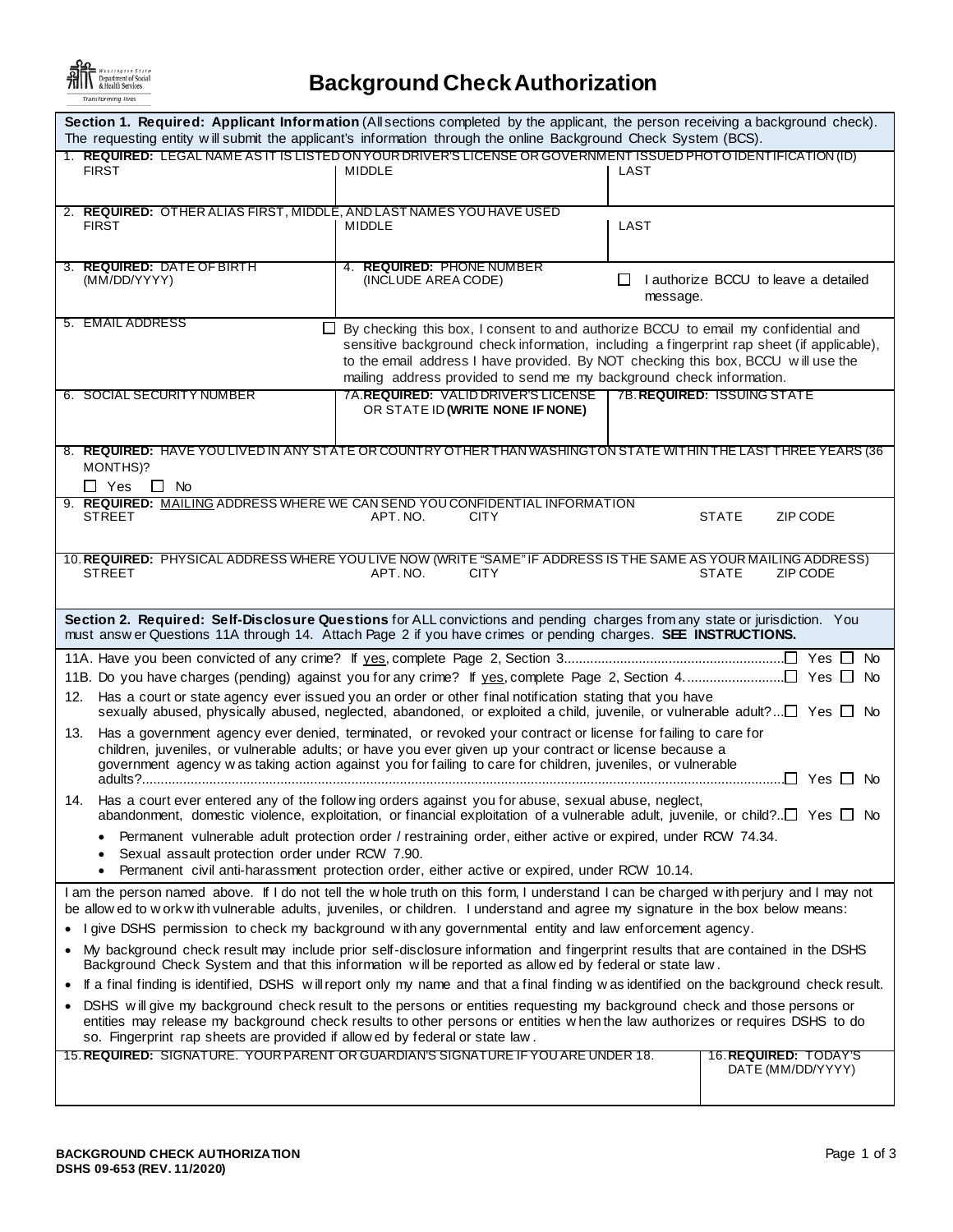Washington State Department of Social & Health Services
Transforming lives

# Background Check Authorization

**Section 1. Required: Applicant Information** (All sections completed by the applicant, the person receiving a background check). The requesting entity will submit the applicant's information through the online Background Check System (BCS).

1. **REQUIRED:** LEGAL NAME AS IT IS LISTED ON YOUR DRIVER'S LICENSE OR GOVERNMENT ISSUED PHOTO IDENTIFICATION (ID)

| FIRST | MIDDLE | LAST |
|---|---|---|
| | | |

2. **REQUIRED:** OTHER ALIAS FIRST, MIDDLE, AND LAST NAMES YOU HAVE USED

| FIRST | MIDDLE | LAST |
|---|---|---|
| | | |

| 3. **REQUIRED:** DATE OF BIRTH (MM/DD/YYYY) | 4. **REQUIRED:** PHONE NUMBER (INCLUDE AREA CODE) | ☐ I authorize BCCU to leave a detailed message. |
|---|---|---|
| | | |

5. EMAIL ADDRESS

☐ By checking this box, I consent to and authorize BCCU to email my confidential and sensitive background check information, including a fingerprint rap sheet (if applicable), to the email address I have provided. By NOT checking this box, BCCU will use the mailing address provided to send me my background check information.

| 6. SOCIAL SECURITY NUMBER | 7A. **REQUIRED:** VALID DRIVER'S LICENSE OR STATE ID **(WRITE NONE IF NONE)** | 7B. **REQUIRED:** ISSUING STATE |
|---|---|---|
| | | |

8. **REQUIRED:** HAVE YOU LIVED IN ANY STATE OR COUNTRY OTHER THAN WASHINGTON STATE WITHIN THE LAST THREE YEARS (36 MONTHS)?
☐ Yes ☐ No

9. **REQUIRED:** MAILING ADDRESS WHERE WE CAN SEND YOU CONFIDENTIAL INFORMATION

| STREET | APT. NO. | CITY | STATE | ZIP CODE |
|---|---|---|---|---|
| | | | | |

10. **REQUIRED:** PHYSICAL ADDRESS WHERE YOU LIVE NOW (WRITE "SAME" IF ADDRESS IS THE SAME AS YOUR MAILING ADDRESS)

| STREET | APT. NO. | CITY | STATE | ZIP CODE |
|---|---|---|---|---|
| | | | | |

**Section 2. Required: Self-Disclosure Questions** for ALL convictions and pending charges from any state or jurisdiction. You must answer Questions 11A through 14. Attach Page 2 if you have crimes or pending charges. **SEE INSTRUCTIONS.**

11A. Have you been convicted of any crime? If yes, complete Page 2, Section 3. ☐ Yes ☐ No

11B. Do you have charges (pending) against you for any crime? If yes, complete Page 2, Section 4. ☐ Yes ☐ No

12. Has a court or state agency ever issued you an order or other final notification stating that you have sexually abused, physically abused, neglected, abandoned, or exploited a child, juvenile, or vulnerable adult? ☐ Yes ☐ No

13. Has a government agency ever denied, terminated, or revoked your contract or license for failing to care for children, juveniles, or vulnerable adults; or have you ever given up your contract or license because a government agency was taking action against you for failing to care for children, juveniles, or vulnerable adults? ☐ Yes ☐ No

14. Has a court ever entered any of the following orders against you for abuse, sexual abuse, neglect, abandonment, domestic violence, exploitation, or financial exploitation of a vulnerable adult, juvenile, or child? ☐ Yes ☐ No
    - Permanent vulnerable adult protection order / restraining order, either active or expired, under RCW 74.34.
    - Sexual assault protection order under RCW 7.90.
    - Permanent civil anti-harassment protection order, either active or expired, under RCW 10.14.

I am the person named above. If I do not tell the whole truth on this form, I understand I can be charged with perjury and I may not be allowed to work with vulnerable adults, juveniles, or children. I understand and agree my signature in the box below means:

- I give DSHS permission to check my background with any governmental entity and law enforcement agency.
- My background check result may include prior self-disclosure information and fingerprint results that are contained in the DSHS Background Check System and that this information will be reported as allowed by federal or state law.
- If a final finding is identified, DSHS will report only my name and that a final finding was identified on the background check result.
- DSHS will give my background check result to the persons or entities requesting my background check and those persons or entities may release my background check results to other persons or entities when the law authorizes or requires DSHS to do so. Fingerprint rap sheets are provided if allowed by federal or state law.

| 15. **REQUIRED:** SIGNATURE. YOUR PARENT OR GUARDIAN'S SIGNATURE IF YOU ARE UNDER 18. | 16. **REQUIRED:** TODAY'S DATE (MM/DD/YYYY) |
|---|---|
| | |

**BACKGROUND CHECK AUTHORIZATION**
**DSHS 09-653 (REV. 11/2020)**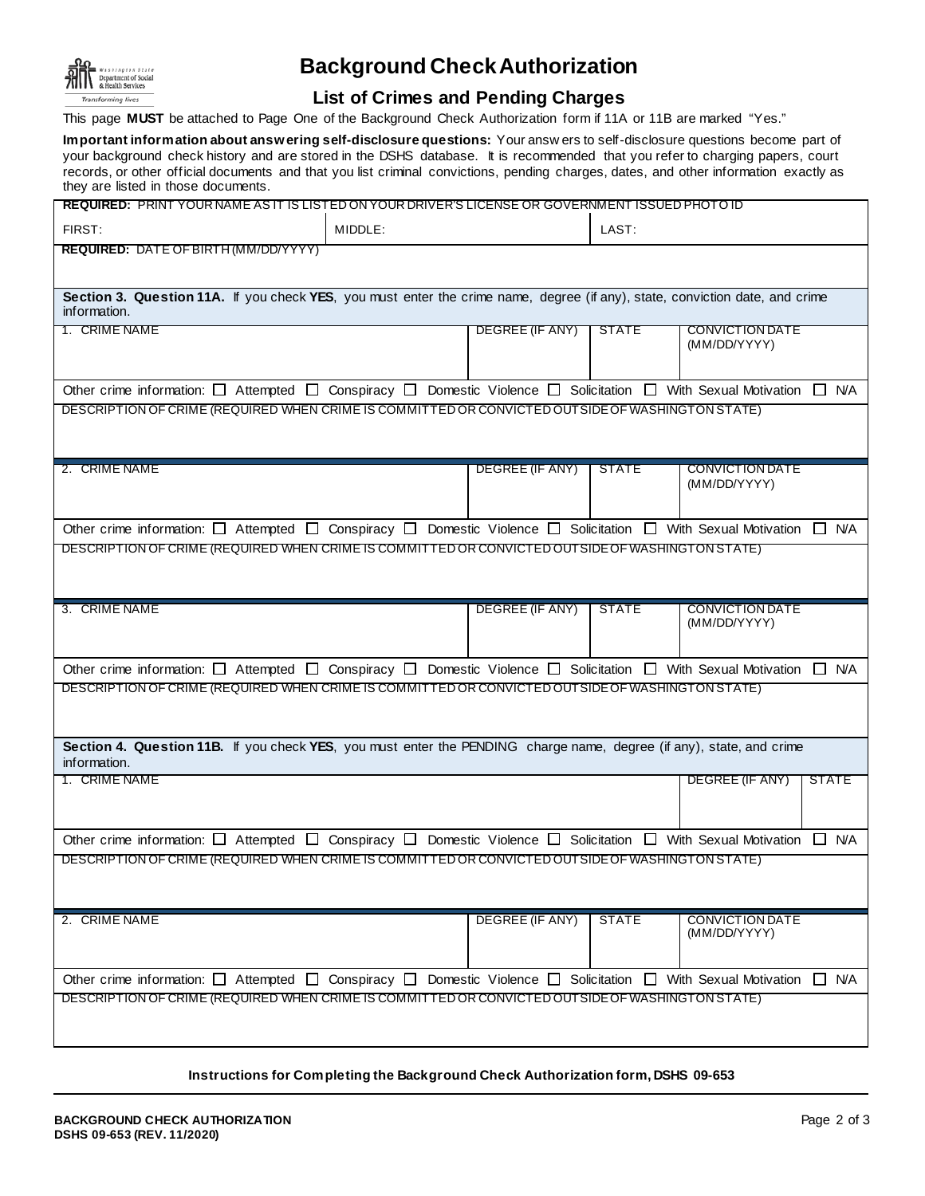# Background Check Authorization

## List of Crimes and Pending Charges

This page **MUST** be attached to Page One of the Background Check Authorization form if 11A or 11B are marked "Yes."

**Important information about answering self-disclosure questions:** Your answers to self-disclosure questions become part of your background check history and are stored in the DSHS database. It is recommended that you refer to charging papers, court records, or other official documents and that you list criminal convictions, pending charges, dates, and other information exactly as they are listed in those documents.

| **REQUIRED:** PRINT YOUR NAME AS IT IS LISTED ON YOUR DRIVER'S LICENSE OR GOVERNMENT ISSUED PHOTO ID | | |
|---|---|---|
| FIRST: | MIDDLE: | LAST: |

**REQUIRED:** DATE OF BIRTH (MM/DD/YYYY)

**Section 3. Question 11A.** If you check **YES**, you must enter the crime name, degree (if any), state, conviction date, and crime information.

| 1. CRIME NAME | DEGREE (IF ANY) | STATE | CONVICTION DATE (MM/DD/YYYY) |
|---|---|---|---|
| | | | |

Other crime information: ☐ Attempted ☐ Conspiracy ☐ Domestic Violence ☐ Solicitation ☐ With Sexual Motivation ☐ N/A

DESCRIPTION OF CRIME (REQUIRED WHEN CRIME IS COMMITTED OR CONVICTED OUTSIDE OF WASHINGTON STATE)

| 2. CRIME NAME | DEGREE (IF ANY) | STATE | CONVICTION DATE (MM/DD/YYYY) |
|---|---|---|---|
| | | | |

Other crime information: ☐ Attempted ☐ Conspiracy ☐ Domestic Violence ☐ Solicitation ☐ With Sexual Motivation ☐ N/A

DESCRIPTION OF CRIME (REQUIRED WHEN CRIME IS COMMITTED OR CONVICTED OUTSIDE OF WASHINGTON STATE)

| 3. CRIME NAME | DEGREE (IF ANY) | STATE | CONVICTION DATE (MM/DD/YYYY) |
|---|---|---|---|
| | | | |

Other crime information: ☐ Attempted ☐ Conspiracy ☐ Domestic Violence ☐ Solicitation ☐ With Sexual Motivation ☐ N/A

DESCRIPTION OF CRIME (REQUIRED WHEN CRIME IS COMMITTED OR CONVICTED OUTSIDE OF WASHINGTON STATE)

**Section 4. Question 11B.** If you check **YES**, you must enter the PENDING charge name, degree (if any), state, and crime information.

| 1. CRIME NAME | DEGREE (IF ANY) | STATE |
|---|---|---|
| | | |

Other crime information: ☐ Attempted ☐ Conspiracy ☐ Domestic Violence ☐ Solicitation ☐ With Sexual Motivation ☐ N/A

DESCRIPTION OF CRIME (REQUIRED WHEN CRIME IS COMMITTED OR CONVICTED OUTSIDE OF WASHINGTON STATE)

| 2. CRIME NAME | DEGREE (IF ANY) | STATE | CONVICTION DATE (MM/DD/YYYY) |
|---|---|---|---|
| | | | |

Other crime information: ☐ Attempted ☐ Conspiracy ☐ Domestic Violence ☐ Solicitation ☐ With Sexual Motivation ☐ N/A

DESCRIPTION OF CRIME (REQUIRED WHEN CRIME IS COMMITTED OR CONVICTED OUTSIDE OF WASHINGTON STATE)

**Instructions for Completing the Background Check Authorization form, DSHS 09-653**

**BACKGROUND CHECK AUTHORIZATION**
**DSHS 09-653 (REV. 11/2020)**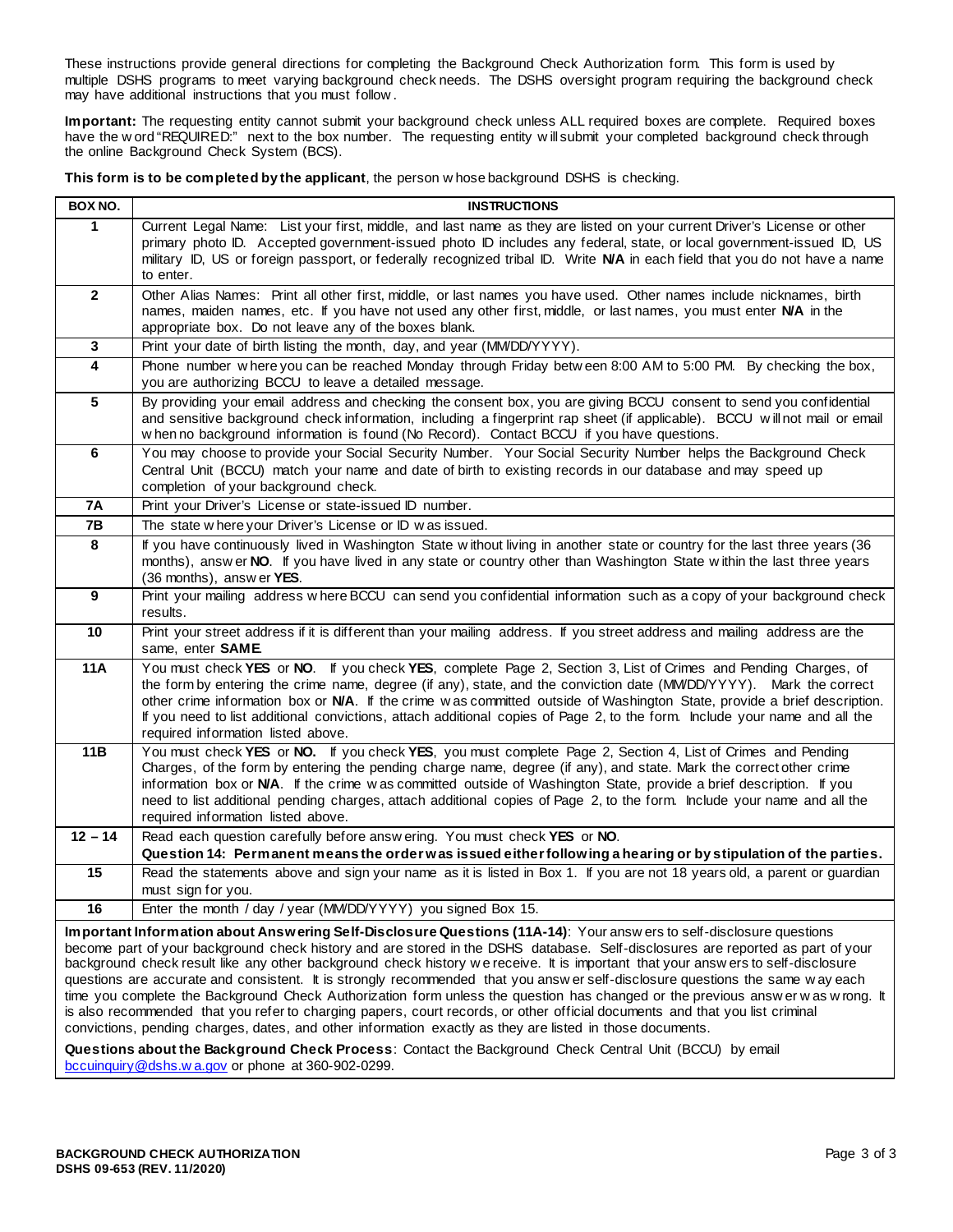These instructions provide general directions for completing the Background Check Authorization form. This form is used by multiple DSHS programs to meet varying background check needs. The DSHS oversight program requiring the background check may have additional instructions that you must follow.

**Important:** The requesting entity cannot submit your background check unless ALL required boxes are complete. Required boxes have the word "REQUIRED:" next to the box number. The requesting entity will submit your completed background check through the online Background Check System (BCS).

**This form is to be completed by the applicant**, the person whose background DSHS is checking.

| BOX NO. | INSTRUCTIONS |
|---|---|
| 1 | Current Legal Name: List your first, middle, and last name as they are listed on your current Driver's License or other primary photo ID. Accepted government-issued photo ID includes any federal, state, or local government-issued ID, US military ID, US or foreign passport, or federally recognized tribal ID. Write **N/A** in each field that you do not have a name to enter. |
| 2 | Other Alias Names: Print all other first, middle, or last names you have used. Other names include nicknames, birth names, maiden names, etc. If you have not used any other first, middle, or last names, you must enter **N/A** in the appropriate box. Do not leave any of the boxes blank. |
| 3 | Print your date of birth listing the month, day, and year (MM/DD/YYYY). |
| 4 | Phone number where you can be reached Monday through Friday between 8:00 AM to 5:00 PM. By checking the box, you are authorizing BCCU to leave a detailed message. |
| 5 | By providing your email address and checking the consent box, you are giving BCCU consent to send you confidential and sensitive background check information, including a fingerprint rap sheet (if applicable). BCCU will not mail or email when no background information is found (No Record). Contact BCCU if you have questions. |
| 6 | You may choose to provide your Social Security Number. Your Social Security Number helps the Background Check Central Unit (BCCU) match your name and date of birth to existing records in our database and may speed up completion of your background check. |
| 7A | Print your Driver's License or state-issued ID number. |
| 7B | The state where your Driver's License or ID was issued. |
| 8 | If you have continuously lived in Washington State without living in another state or country for the last three years (36 months), answer **NO**. If you have lived in any state or country other than Washington State within the last three years (36 months), answer **YES**. |
| 9 | Print your mailing address where BCCU can send you confidential information such as a copy of your background check results. |
| 10 | Print your street address if it is different than your mailing address. If you street address and mailing address are the same, enter **SAME**. |
| 11A | You must check **YES** or **NO**. If you check **YES**, complete Page 2, Section 3, List of Crimes and Pending Charges, of the form by entering the crime name, degree (if any), state, and the conviction date (MM/DD/YYYY). Mark the correct other crime information box or **N/A**. If the crime was committed outside of Washington State, provide a brief description. If you need to list additional convictions, attach additional copies of Page 2, to the form. Include your name and all the required information listed above. |
| 11B | You must check **YES** or **NO.** If you check **YES**, you must complete Page 2, Section 4, List of Crimes and Pending Charges, of the form by entering the pending charge name, degree (if any), and state. Mark the correct other crime information box or **N/A**. If the crime was committed outside of Washington State, provide a brief description. If you need to list additional pending charges, attach additional copies of Page 2, to the form. Include your name and all the required information listed above. |
| 12 – 14 | Read each question carefully before answering. You must check **YES** or **NO**. **Question 14: Permanent means the order was issued either following a hearing or by stipulation of the parties.** |
| 15 | Read the statements above and sign your name as it is listed in Box 1. If you are not 18 years old, a parent or guardian must sign for you. |
| 16 | Enter the month / day / year (MM/DD/YYYY) you signed Box 15. |

**Important Information about Answering Self-Disclosure Questions (11A-14)**: Your answers to self-disclosure questions become part of your background check history and are stored in the DSHS database. Self-disclosures are reported as part of your background check result like any other background check history we receive. It is important that your answers to self-disclosure questions are accurate and consistent. It is strongly recommended that you answer self-disclosure questions the same way each time you complete the Background Check Authorization form unless the question has changed or the previous answer was wrong. It is also recommended that you refer to charging papers, court records, or other official documents and that you list criminal convictions, pending charges, dates, and other information exactly as they are listed in those documents.

**Questions about the Background Check Process**: Contact the Background Check Central Unit (BCCU) by email bccuinquiry@dshs.wa.gov or phone at 360-902-0299.

**BACKGROUND CHECK AUTHORIZATION**
**DSHS 09-653 (REV. 11/2020)**